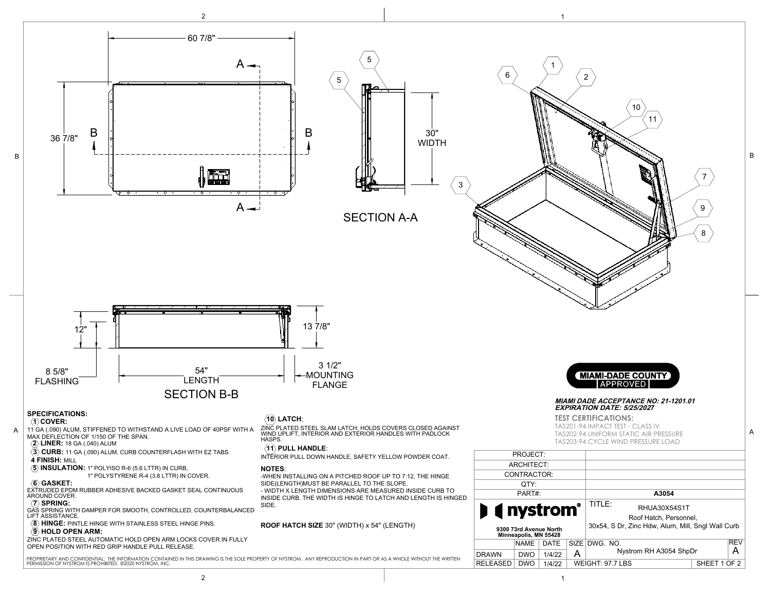60 7/8"

36 7/8"

A — A

B — B

5

5

30" WIDTH

SECTION A-A

12"

13 7/8"

8 5/8" FLASHING

54" LENGTH

3 1/2" MOUNTING FLANGE

SECTION B-B

1 2 3 6 7 8 9 10 11

## SPECIFICATIONS:

**1 COVER:**
11 GA (.090) ALUM, STIFFENED TO WITHSTAND A LIVE LOAD OF 40PSF WITH A MAX DEFLECTION OF 1/150 OF THE SPAN.

**2 LINER:** 18 GA (.040) ALUM

**3 CURB:** 11 GA (.090) ALUM, CURB COUNTERFLASH WITH EZ TABS.

**4 FINISH:** MILL

**5 INSULATION:** 1" POLYISO R-6 (5.6 LTTR) IN CURB,
1" POLYSTYRENE R-4 (3.8 LTTR) IN COVER.

**6 GASKET:**
EXTRUDED EPDM RUBBER ADHESIVE BACKED GASKET SEAL CONTINUOUS AROUND COVER.

**7 SPRING:**
GAS SPRING WITH DAMPER FOR SMOOTH, CONTROLLED, COUNTERBALANCED LIFT ASSISTANCE.

**8 HINGE:** PINTLE HINGE WITH STAINLESS STEEL HINGE PINS.

**9 HOLD OPEN ARM:**
ZINC PLATED STEEL AUTOMATIC HOLD OPEN ARM LOCKS COVER IN FULLY OPEN POSITION WITH RED GRIP HANDLE PULL RELEASE.

**10 LATCH:**
ZINC PLATED STEEL SLAM LATCH, HOLDS COVERS CLOSED AGAINST WIND UPLIFT, INTERIOR AND EXTERIOR HANDLES WITH PADLOCK HASPS.

**11 PULL HANDLE:**
INTERIOR PULL DOWN HANDLE, SAFETY YELLOW POWDER COAT.

**NOTES:**
-WHEN INSTALLING ON A PITCHED ROOF UP TO 7:12, THE HINGE SIDE(LENGTH)MUST BE PARALLEL TO THE SLOPE.
- WIDTH X LENGTH DIMENSIONS ARE MEASURED INSIDE CURB TO INSIDE CURB. THE WIDTH IS HINGE TO LATCH AND LENGTH IS HINGED SIDE.

**ROOF HATCH SIZE** 30" (WIDTH) x 54" (LENGTH)

PROPRIETARY AND CONFIDENTIAL: THE INFORMATION CONTAINED IN THIS DRAWING IS THE SOLE PROPERTY OF NYSTROM. ANY REPRODUCTION IN PART OR AS A WHOLE WITHOUT THE WRITTEN PERMISSION OF NYSTROM IS PROHIBITED. ©2020 NYSTROM, INC.

**MIAMI-DADE COUNTY APPROVED**

***MIAMI DADE ACCEPTANCE NO: 21-1201.01***
***EXPIRATION DATE: 5/25/2027***

**TEST CERTIFICATIONS:**
TAS201-94 IMPACT TEST - CLASS IV
TAS202-94 UNIFORM STATIC AIR PRESSURE
TAS203-94 CYCLE WIND PRESSURE LOAD

| PROJECT: | |
|---|---|
| ARCHITECT: | |
| CONTRACTOR: | |
| QTY: | |
| PART#: | A3054 |

**nystrom®**
9300 73rd Avenue North
Minneapolis, MN 55428

TITLE: RHUA30X54S1T
Roof Hatch, Personnel,
30x54, S Dr, Zinc Hdw, Alum, Mill, Sngl Wall Curb

| | NAME | DATE | SIZE | DWG. NO. | REV |
|---|---|---|---|---|---|
| DRAWN | DWO | 1/4/22 | A | Nystrom RH A3054 ShpDr | A |
| RELEASED | DWO | 1/4/22 | WEIGHT: 97.7 LBS | SHEET 1 OF 2 | |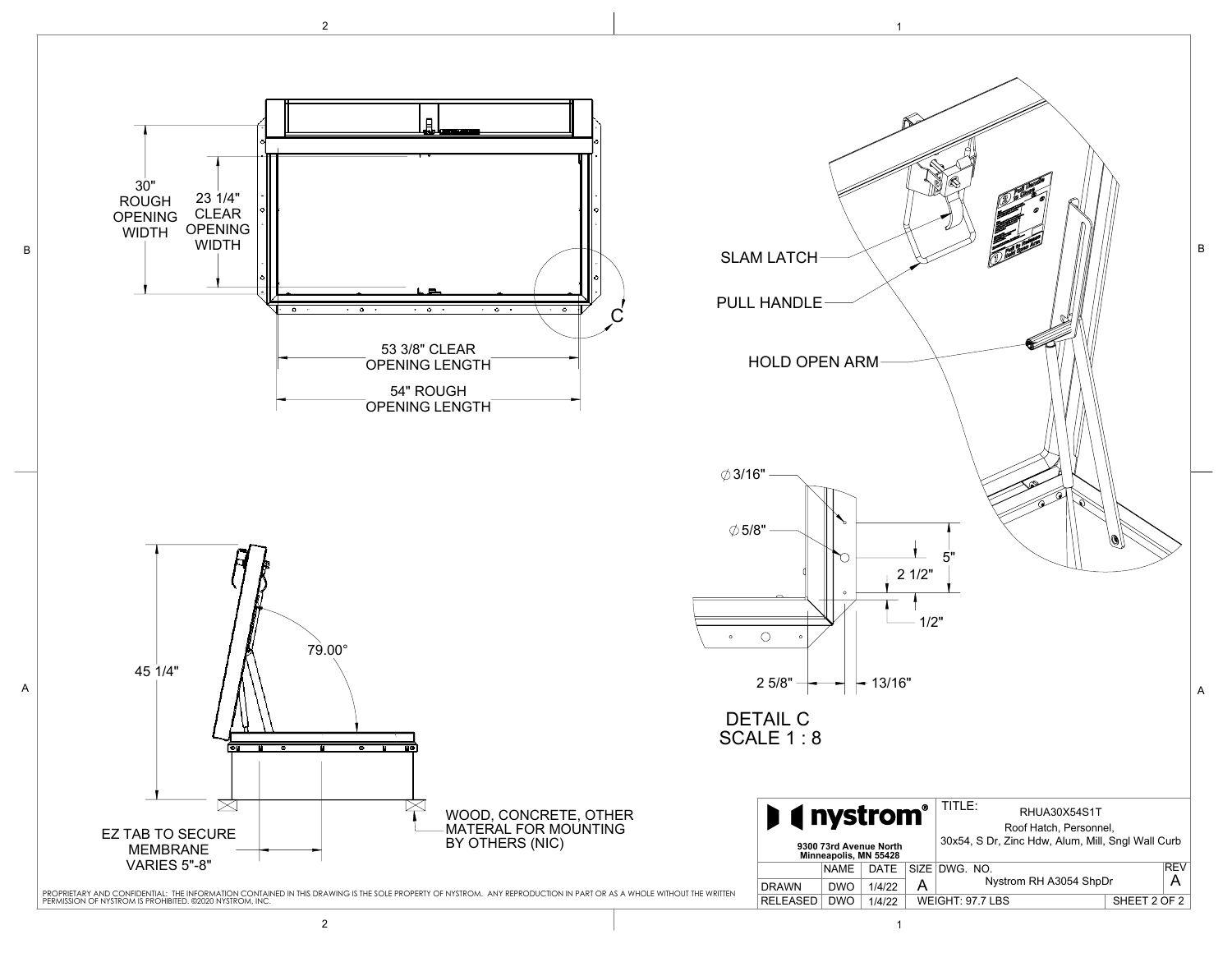30" ROUGH OPENING WIDTH

23 1/4" CLEAR OPENING WIDTH

53 3/8" CLEAR OPENING LENGTH

54" ROUGH OPENING LENGTH

C

SLAM LATCH

PULL HANDLE

HOLD OPEN ARM

45 1/4"

79.00°

EZ TAB TO SECURE MEMBRANE VARIES 5"-8"

WOOD, CONCRETE, OTHER MATERAL FOR MOUNTING BY OTHERS (NIC)

∅3/16"

∅5/8"

5"

2 1/2"

1/2"

2 5/8"

13/16"

DETAIL C
SCALE 1 : 8

PROPRIETARY AND CONFIDENTIAL: THE INFORMATION CONTAINED IN THIS DRAWING IS THE SOLE PROPERTY OF NYSTROM. ANY REPRODUCTION IN PART OR AS A WHOLE WITHOUT THE WRITTEN PERMISSION OF NYSTROM IS PROHIBITED. ©2020 NYSTROM, INC.

| nystrom® 9300 73rd Avenue North Minneapolis, MN 55428 | | | | TITLE: RHUA30X54S1T Roof Hatch, Personnel, 30x54, S Dr, Zinc Hdw, Alum, Mill, Sngl Wall Curb | |
|---|---|---|---|---|---|
| | NAME | DATE | SIZE | DWG. NO. Nystrom RH A3054 ShpDr | REV |
| DRAWN | DWO | 1/4/22 | A | | A |
| RELEASED | DWO | 1/4/22 | | WEIGHT: 97.7 LBS | SHEET 2 OF 2 |